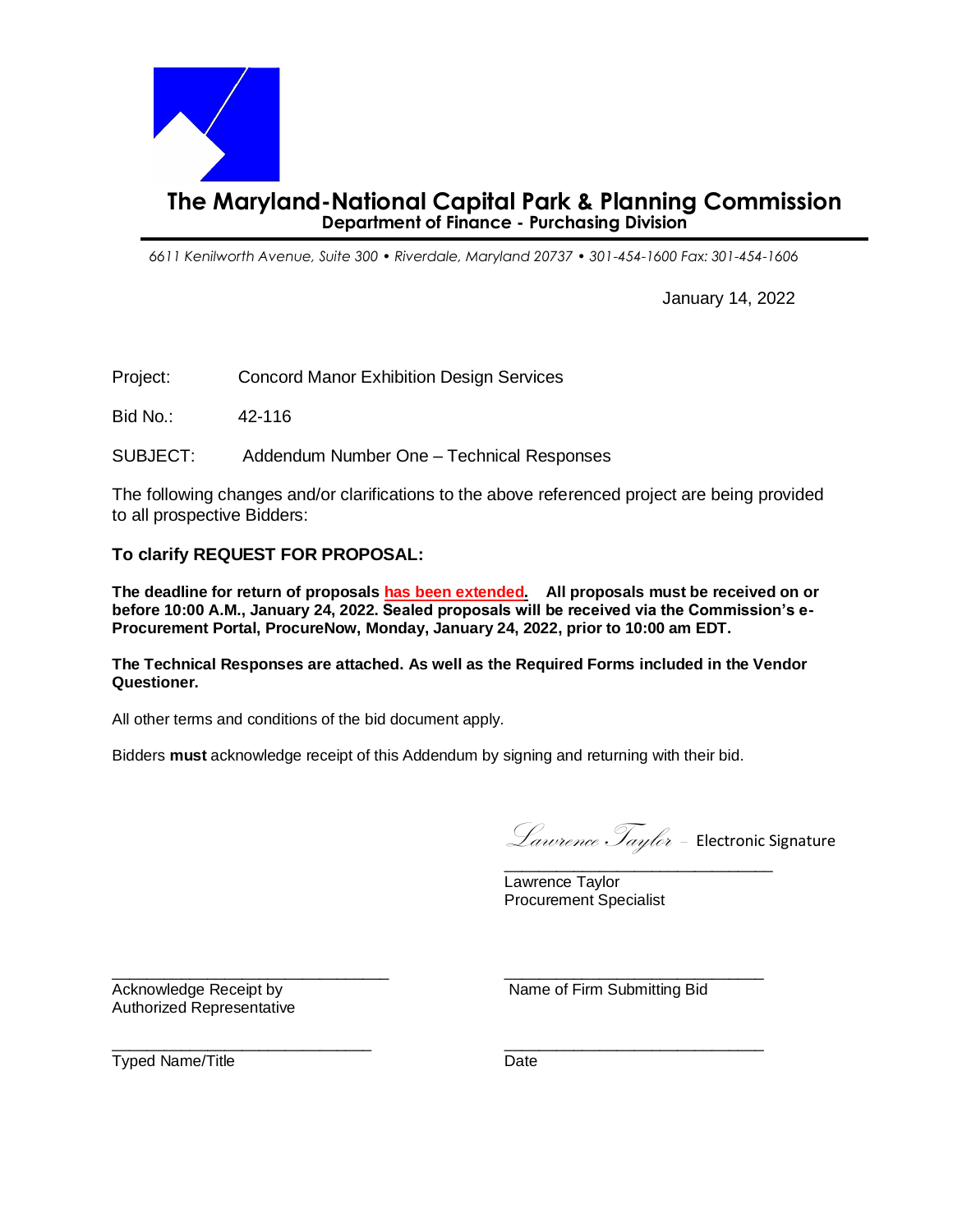# The Maryland-National Capital Park & Planning Commission

**Department of Finance - Purchasing Division**

*6611 Kenilworth Avenue, Suite 300 • Riverdale, Maryland 20737 • 301-454-1600 Fax: 301-454-1606*

January 14, 2022

Project: Concord Manor Exhibition Design Services

Bid No.: 42-116

SUBJECT: Addendum Number One – Technical Responses

The following changes and/or clarifications to the above referenced project are being provided to all prospective Bidders:

**To clarify REQUEST FOR PROPOSAL:**

**The deadline for return of proposals has been extended. All proposals must be received on or before 10:00 A.M., January 24, 2022. Sealed proposals will be received via the Commission's e-Procurement Portal, ProcureNow, Monday, January 24, 2022, prior to 10:00 am EDT.**

**The Technical Responses are attached. As well as the Required Forms included in the Vendor Questioner.**

All other terms and conditions of the bid document apply.

Bidders **must** acknowledge receipt of this Addendum by signing and returning with their bid.

*Lawrence Taylor* – Electronic Signature
\_\_\_\_\_\_\_\_\_\_\_\_\_\_\_\_\_\_\_\_\_\_\_\_\_\_\_\_\_\_
Lawrence Taylor
Procurement Specialist

\_\_\_\_\_\_\_\_\_\_\_\_\_\_\_\_\_\_\_\_\_\_\_\_\_\_\_\_\_\_
Acknowledge Receipt by Authorized Representative

\_\_\_\_\_\_\_\_\_\_\_\_\_\_\_\_\_\_\_\_\_\_\_\_\_\_\_\_\_\_
Name of Firm Submitting Bid

\_\_\_\_\_\_\_\_\_\_\_\_\_\_\_\_\_\_\_\_\_\_\_\_\_\_\_\_\_\_
Typed Name/Title

\_\_\_\_\_\_\_\_\_\_\_\_\_\_\_\_\_\_\_\_\_\_\_\_\_\_\_\_\_\_
Date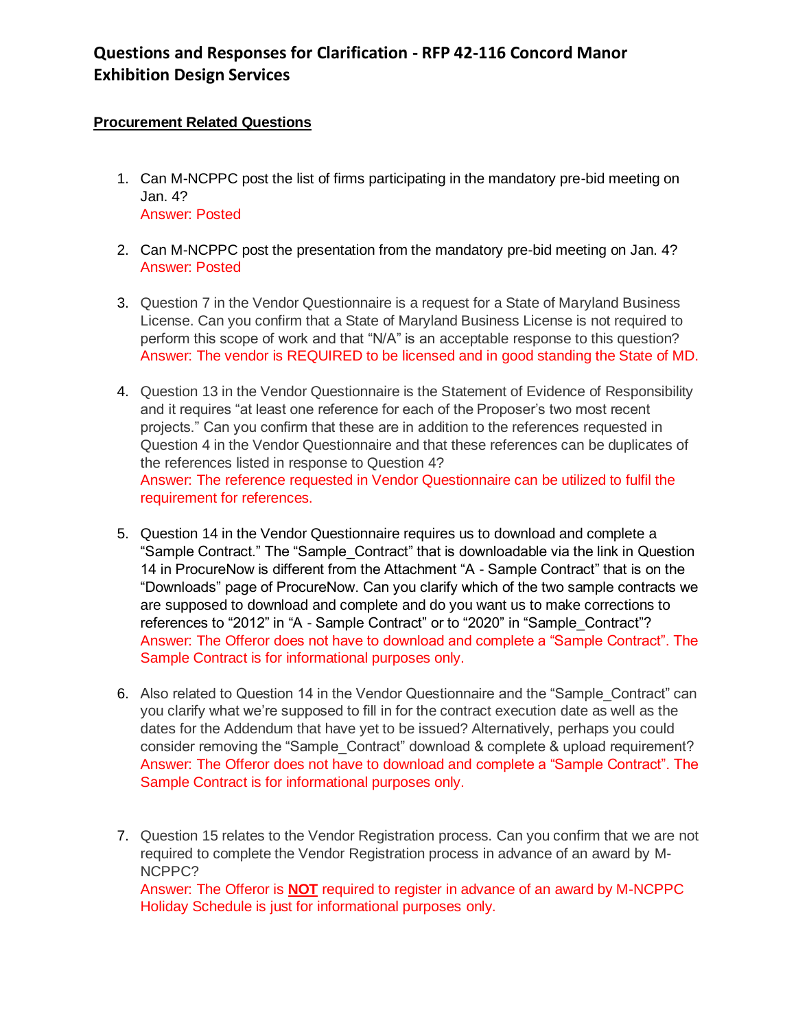## Questions and Responses for Clarification - RFP 42-116 Concord Manor Exhibition Design Services

**Procurement Related Questions**

1. Can M-NCPPC post the list of firms participating in the mandatory pre-bid meeting on Jan. 4?
   Answer: Posted

2. Can M-NCPPC post the presentation from the mandatory pre-bid meeting on Jan. 4?
   Answer: Posted

3. Question 7 in the Vendor Questionnaire is a request for a State of Maryland Business License. Can you confirm that a State of Maryland Business License is not required to perform this scope of work and that "N/A" is an acceptable response to this question?
   Answer: The vendor is REQUIRED to be licensed and in good standing the State of MD.

4. Question 13 in the Vendor Questionnaire is the Statement of Evidence of Responsibility and it requires "at least one reference for each of the Proposer's two most recent projects." Can you confirm that these are in addition to the references requested in Question 4 in the Vendor Questionnaire and that these references can be duplicates of the references listed in response to Question 4?
   Answer: The reference requested in Vendor Questionnaire can be utilized to fulfil the requirement for references.

5. Question 14 in the Vendor Questionnaire requires us to download and complete a "Sample Contract." The "Sample_Contract" that is downloadable via the link in Question 14 in ProcureNow is different from the Attachment "A - Sample Contract" that is on the "Downloads" page of ProcureNow. Can you clarify which of the two sample contracts we are supposed to download and complete and do you want us to make corrections to references to "2012" in "A - Sample Contract" or to "2020" in "Sample_Contract"?
   Answer: The Offeror does not have to download and complete a "Sample Contract". The Sample Contract is for informational purposes only.

6. Also related to Question 14 in the Vendor Questionnaire and the "Sample_Contract" can you clarify what we're supposed to fill in for the contract execution date as well as the dates for the Addendum that have yet to be issued? Alternatively, perhaps you could consider removing the "Sample_Contract" download & complete & upload requirement?
   Answer: The Offeror does not have to download and complete a "Sample Contract". The Sample Contract is for informational purposes only.

7. Question 15 relates to the Vendor Registration process. Can you confirm that we are not required to complete the Vendor Registration process in advance of an award by M-NCPPC?
   Answer: The Offeror is **NOT** required to register in advance of an award by M-NCPPC Holiday Schedule is just for informational purposes only.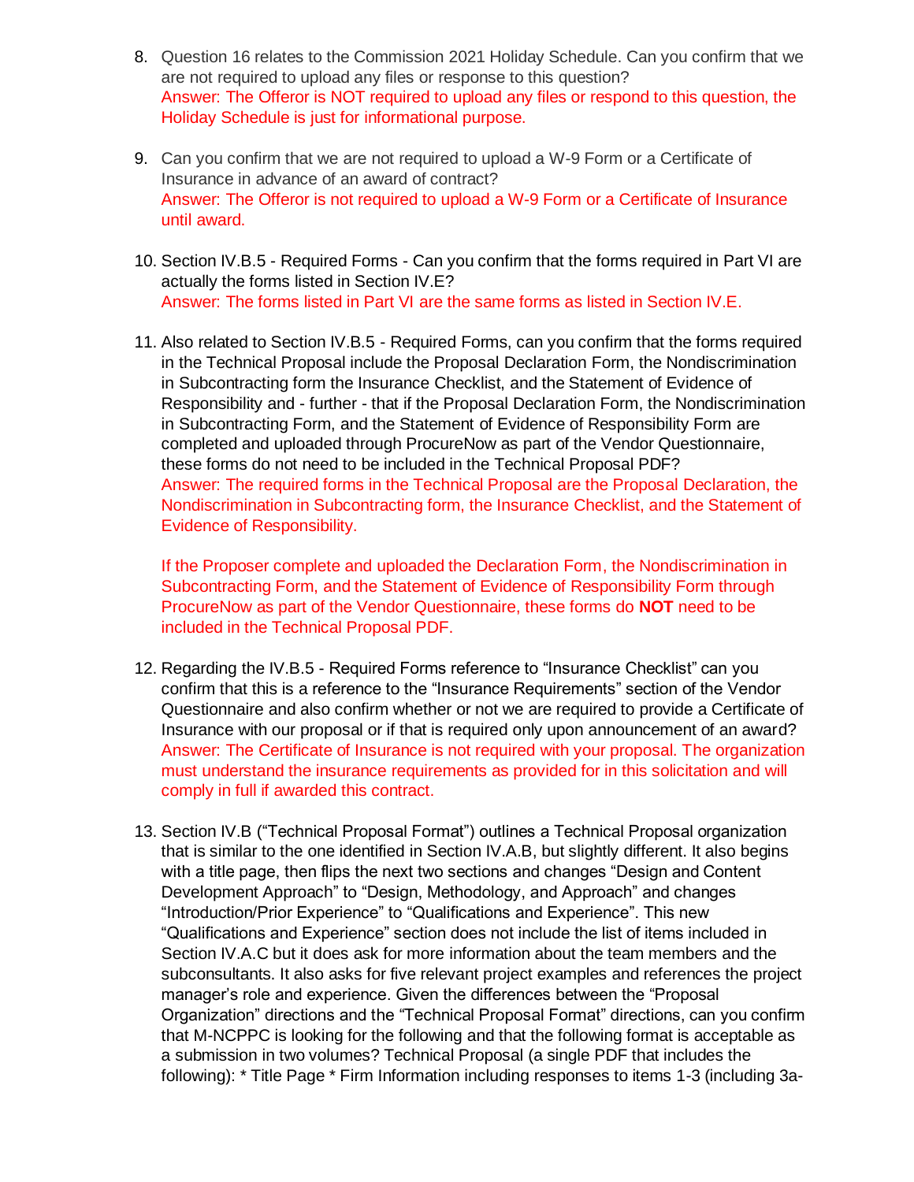8. Question 16 relates to the Commission 2021 Holiday Schedule. Can you confirm that we are not required to upload any files or response to this question?
   Answer: The Offeror is NOT required to upload any files or respond to this question, the Holiday Schedule is just for informational purpose.

9. Can you confirm that we are not required to upload a W-9 Form or a Certificate of Insurance in advance of an award of contract?
   Answer: The Offeror is not required to upload a W-9 Form or a Certificate of Insurance until award.

10. Section IV.B.5 - Required Forms - Can you confirm that the forms required in Part VI are actually the forms listed in Section IV.E?
    Answer: The forms listed in Part VI are the same forms as listed in Section IV.E.

11. Also related to Section IV.B.5 - Required Forms, can you confirm that the forms required in the Technical Proposal include the Proposal Declaration Form, the Nondiscrimination in Subcontracting form the Insurance Checklist, and the Statement of Evidence of Responsibility and - further - that if the Proposal Declaration Form, the Nondiscrimination in Subcontracting Form, and the Statement of Evidence of Responsibility Form are completed and uploaded through ProcureNow as part of the Vendor Questionnaire, these forms do not need to be included in the Technical Proposal PDF?
    Answer: The required forms in the Technical Proposal are the Proposal Declaration, the Nondiscrimination in Subcontracting form, the Insurance Checklist, and the Statement of Evidence of Responsibility.

    If the Proposer complete and uploaded the Declaration Form, the Nondiscrimination in Subcontracting Form, and the Statement of Evidence of Responsibility Form through ProcureNow as part of the Vendor Questionnaire, these forms do **NOT** need to be included in the Technical Proposal PDF.

12. Regarding the IV.B.5 - Required Forms reference to "Insurance Checklist" can you confirm that this is a reference to the "Insurance Requirements" section of the Vendor Questionnaire and also confirm whether or not we are required to provide a Certificate of Insurance with our proposal or if that is required only upon announcement of an award?
    Answer: The Certificate of Insurance is not required with your proposal. The organization must understand the insurance requirements as provided for in this solicitation and will comply in full if awarded this contract.

13. Section IV.B ("Technical Proposal Format") outlines a Technical Proposal organization that is similar to the one identified in Section IV.A.B, but slightly different. It also begins with a title page, then flips the next two sections and changes "Design and Content Development Approach" to "Design, Methodology, and Approach" and changes "Introduction/Prior Experience" to "Qualifications and Experience". This new "Qualifications and Experience" section does not include the list of items included in Section IV.A.C but it does ask for more information about the team members and the subconsultants. It also asks for five relevant project examples and references the project manager's role and experience. Given the differences between the "Proposal Organization" directions and the "Technical Proposal Format" directions, can you confirm that M-NCPPC is looking for the following and that the following format is acceptable as a submission in two volumes? Technical Proposal (a single PDF that includes the following): * Title Page * Firm Information including responses to items 1-3 (including 3a-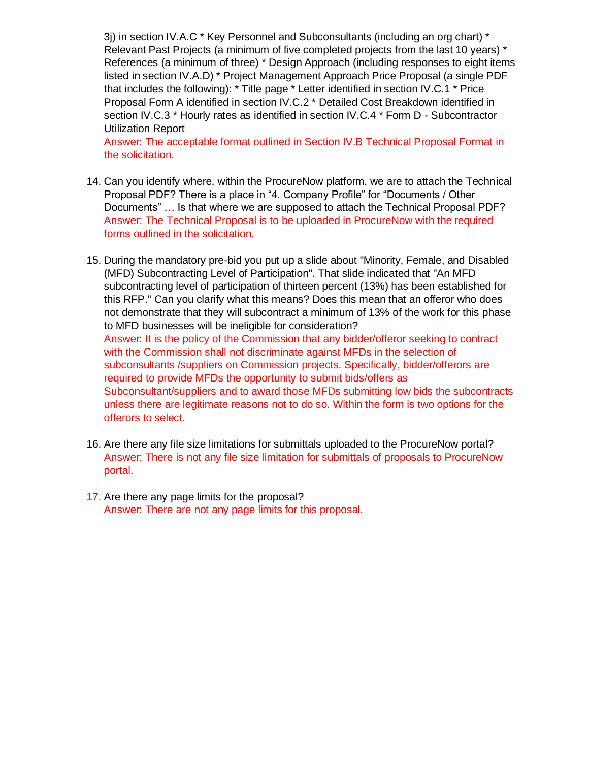3j) in section IV.A.C * Key Personnel and Subconsultants (including an org chart) * Relevant Past Projects (a minimum of five completed projects from the last 10 years) * References (a minimum of three) * Design Approach (including responses to eight items listed in section IV.A.D) * Project Management Approach Price Proposal (a single PDF that includes the following): * Title page * Letter identified in section IV.C.1 * Price Proposal Form A identified in section IV.C.2 * Detailed Cost Breakdown identified in section IV.C.3 * Hourly rates as identified in section IV.C.4 * Form D - Subcontractor Utilization Report
Answer: The acceptable format outlined in Section IV.B Technical Proposal Format in the solicitation.

14. Can you identify where, within the ProcureNow platform, we are to attach the Technical Proposal PDF? There is a place in "4. Company Profile" for "Documents / Other Documents" … Is that where we are supposed to attach the Technical Proposal PDF?
Answer: The Technical Proposal is to be uploaded in ProcureNow with the required forms outlined in the solicitation.

15. During the mandatory pre-bid you put up a slide about "Minority, Female, and Disabled (MFD) Subcontracting Level of Participation". That slide indicated that "An MFD subcontracting level of participation of thirteen percent (13%) has been established for this RFP." Can you clarify what this means? Does this mean that an offeror who does not demonstrate that they will subcontract a minimum of 13% of the work for this phase to MFD businesses will be ineligible for consideration?
Answer: It is the policy of the Commission that any bidder/offeror seeking to contract with the Commission shall not discriminate against MFDs in the selection of subconsultants /suppliers on Commission projects. Specifically, bidder/offerors are required to provide MFDs the opportunity to submit bids/offers as Subconsultant/suppliers and to award those MFDs submitting low bids the subcontracts unless there are legitimate reasons not to do so. Within the form is two options for the offerors to select.

16. Are there any file size limitations for submittals uploaded to the ProcureNow portal?
Answer: There is not any file size limitation for submittals of proposals to ProcureNow portal.

17. Are there any page limits for the proposal?
Answer: There are not any page limits for this proposal.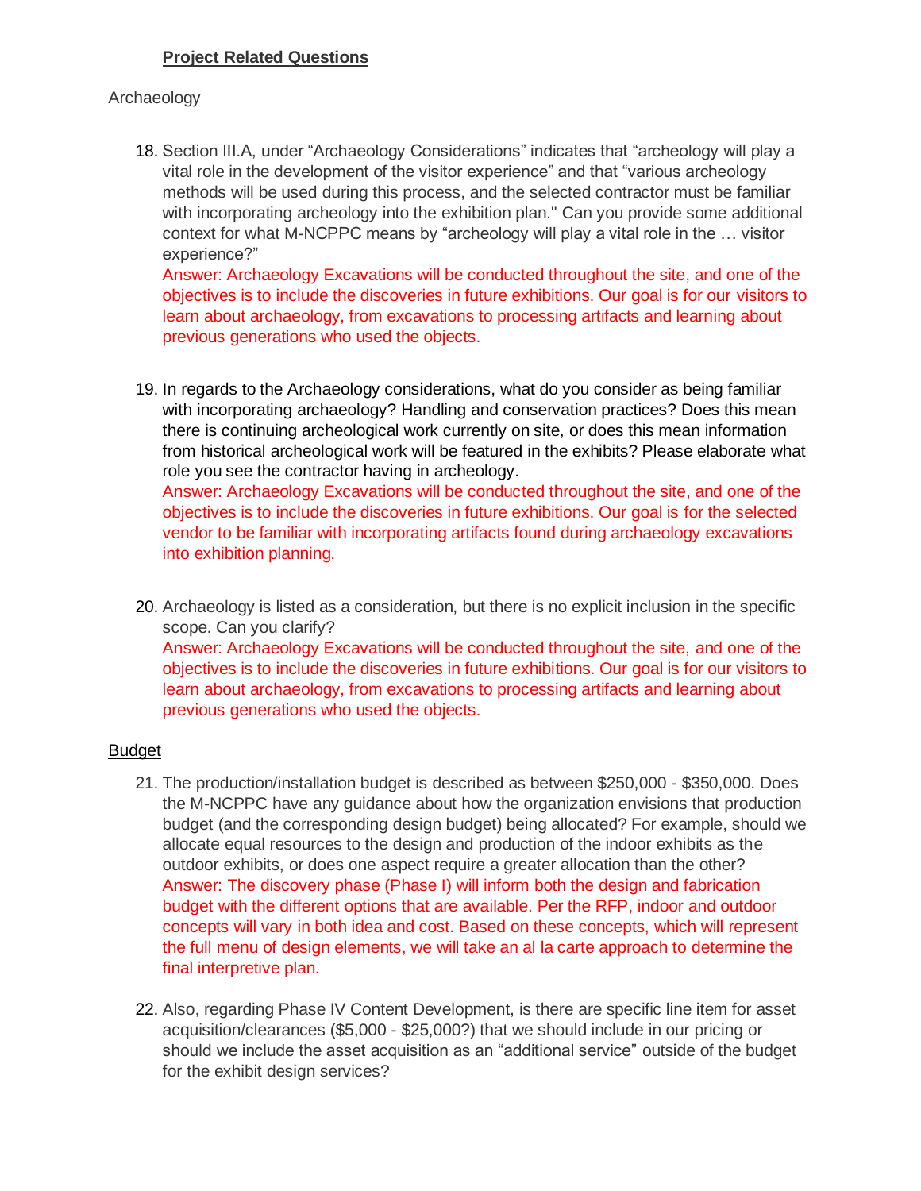## **Project Related Questions**

Archaeology

18. Section III.A, under "Archaeology Considerations" indicates that "archeology will play a vital role in the development of the visitor experience" and that "various archeology methods will be used during this process, and the selected contractor must be familiar with incorporating archeology into the exhibition plan." Can you provide some additional context for what M-NCPPC means by "archeology will play a vital role in the … visitor experience?"
    Answer: Archaeology Excavations will be conducted throughout the site, and one of the objectives is to include the discoveries in future exhibitions. Our goal is for our visitors to learn about archaeology, from excavations to processing artifacts and learning about previous generations who used the objects.

19. In regards to the Archaeology considerations, what do you consider as being familiar with incorporating archaeology? Handling and conservation practices? Does this mean there is continuing archeological work currently on site, or does this mean information from historical archeological work will be featured in the exhibits? Please elaborate what role you see the contractor having in archeology.
    Answer: Archaeology Excavations will be conducted throughout the site, and one of the objectives is to include the discoveries in future exhibitions. Our goal is for the selected vendor to be familiar with incorporating artifacts found during archaeology excavations into exhibition planning.

20. Archaeology is listed as a consideration, but there is no explicit inclusion in the specific scope. Can you clarify?
    Answer: Archaeology Excavations will be conducted throughout the site, and one of the objectives is to include the discoveries in future exhibitions. Our goal is for our visitors to learn about archaeology, from excavations to processing artifacts and learning about previous generations who used the objects.

Budget

21. The production/installation budget is described as between $250,000 - $350,000. Does the M-NCPPC have any guidance about how the organization envisions that production budget (and the corresponding design budget) being allocated? For example, should we allocate equal resources to the design and production of the indoor exhibits as the outdoor exhibits, or does one aspect require a greater allocation than the other?
    Answer: The discovery phase (Phase I) will inform both the design and fabrication budget with the different options that are available. Per the RFP, indoor and outdoor concepts will vary in both idea and cost. Based on these concepts, which will represent the full menu of design elements, we will take an al la carte approach to determine the final interpretive plan.

22. Also, regarding Phase IV Content Development, is there specific line item for asset acquisition/clearances ($5,000 - $25,000?) that we should include in our pricing or should we include the asset acquisition as an "additional service" outside of the budget for the exhibit design services?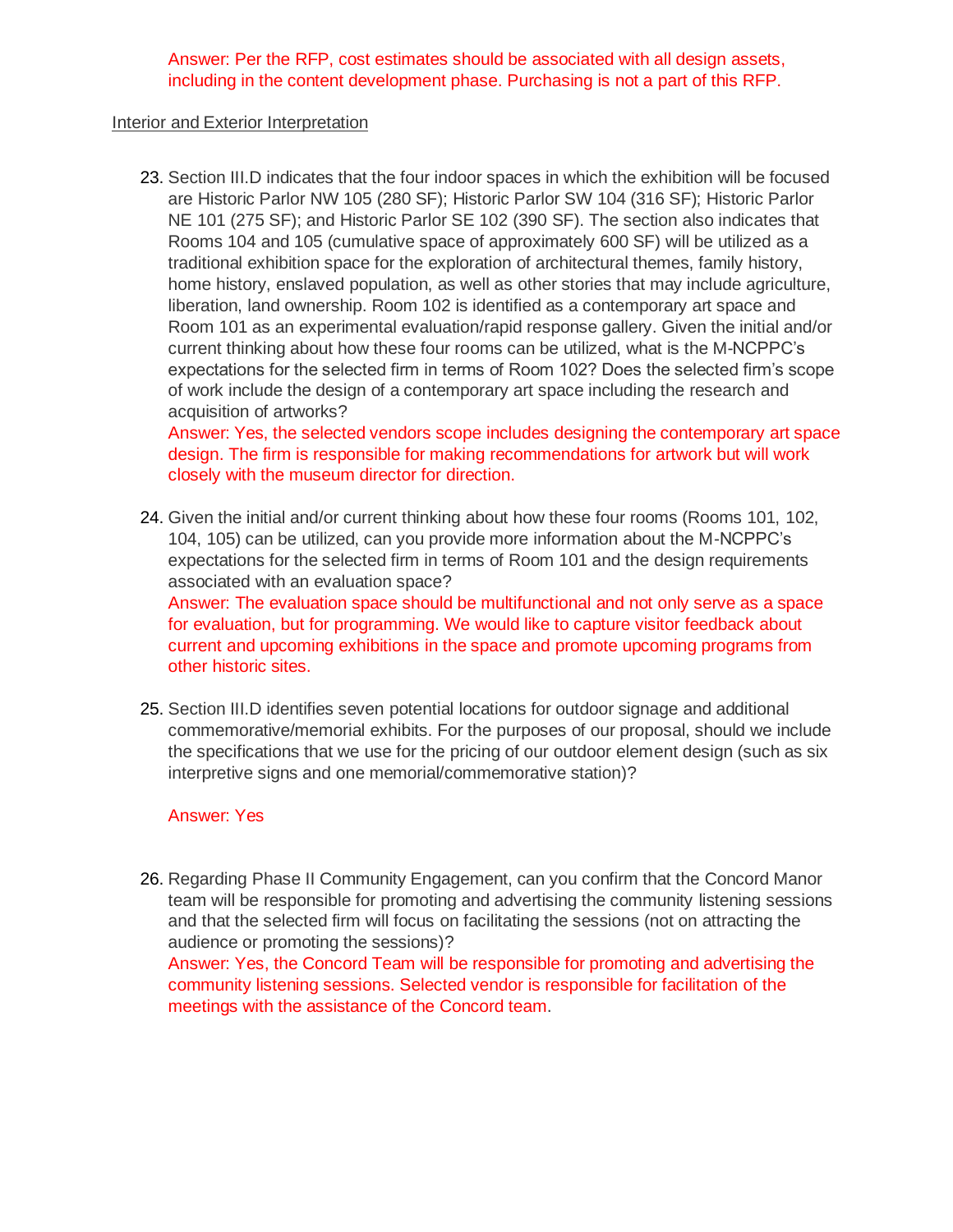Answer: Per the RFP, cost estimates should be associated with all design assets, including in the content development phase. Purchasing is not a part of this RFP.

Interior and Exterior Interpretation

23. Section III.D indicates that the four indoor spaces in which the exhibition will be focused are Historic Parlor NW 105 (280 SF); Historic Parlor SW 104 (316 SF); Historic Parlor NE 101 (275 SF); and Historic Parlor SE 102 (390 SF). The section also indicates that Rooms 104 and 105 (cumulative space of approximately 600 SF) will be utilized as a traditional exhibition space for the exploration of architectural themes, family history, home history, enslaved population, as well as other stories that may include agriculture, liberation, land ownership. Room 102 is identified as a contemporary art space and Room 101 as an experimental evaluation/rapid response gallery. Given the initial and/or current thinking about how these four rooms can be utilized, what is the M-NCPPC's expectations for the selected firm in terms of Room 102? Does the selected firm's scope of work include the design of a contemporary art space including the research and acquisition of artworks?
    Answer: Yes, the selected vendors scope includes designing the contemporary art space design. The firm is responsible for making recommendations for artwork but will work closely with the museum director for direction.

24. Given the initial and/or current thinking about how these four rooms (Rooms 101, 102, 104, 105) can be utilized, can you provide more information about the M-NCPPC's expectations for the selected firm in terms of Room 101 and the design requirements associated with an evaluation space?
    Answer: The evaluation space should be multifunctional and not only serve as a space for evaluation, but for programming. We would like to capture visitor feedback about current and upcoming exhibitions in the space and promote upcoming programs from other historic sites.

25. Section III.D identifies seven potential locations for outdoor signage and additional commemorative/memorial exhibits. For the purposes of our proposal, should we include the specifications that we use for the pricing of our outdoor element design (such as six interpretive signs and one memorial/commemorative station)?

    Answer: Yes

26. Regarding Phase II Community Engagement, can you confirm that the Concord Manor team will be responsible for promoting and advertising the community listening sessions and that the selected firm will focus on facilitating the sessions (not on attracting the audience or promoting the sessions)?
    Answer: Yes, the Concord Team will be responsible for promoting and advertising the community listening sessions. Selected vendor is responsible for facilitation of the meetings with the assistance of the Concord team.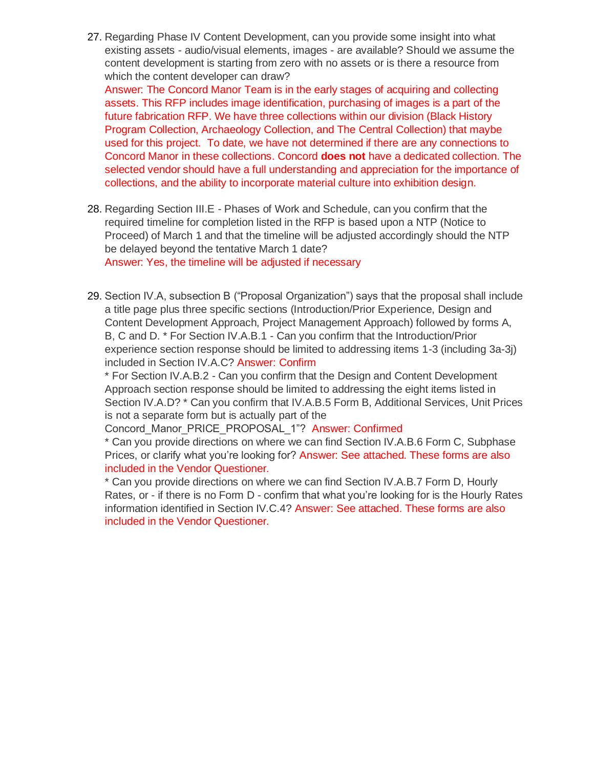27. Regarding Phase IV Content Development, can you provide some insight into what existing assets - audio/visual elements, images - are available? Should we assume the content development is starting from zero with no assets or is there a resource from which the content developer can draw?
    Answer: The Concord Manor Team is in the early stages of acquiring and collecting assets. This RFP includes image identification, purchasing of images is a part of the future fabrication RFP. We have three collections within our division (Black History Program Collection, Archaeology Collection, and The Central Collection) that maybe used for this project. To date, we have not determined if there are any connections to Concord Manor in these collections. Concord **does not** have a dedicated collection. The selected vendor should have a full understanding and appreciation for the importance of collections, and the ability to incorporate material culture into exhibition design.

28. Regarding Section III.E - Phases of Work and Schedule, can you confirm that the required timeline for completion listed in the RFP is based upon a NTP (Notice to Proceed) of March 1 and that the timeline will be adjusted accordingly should the NTP be delayed beyond the tentative March 1 date?
    Answer: Yes, the timeline will be adjusted if necessary

29. Section IV.A, subsection B ("Proposal Organization") says that the proposal shall include a title page plus three specific sections (Introduction/Prior Experience, Design and Content Development Approach, Project Management Approach) followed by forms A, B, C and D. * For Section IV.A.B.1 - Can you confirm that the Introduction/Prior experience section response should be limited to addressing items 1-3 (including 3a-3j) included in Section IV.A.C? Answer: Confirm
    * For Section IV.A.B.2 - Can you confirm that the Design and Content Development Approach section response should be limited to addressing the eight items listed in Section IV.A.D? * Can you confirm that IV.A.B.5 Form B, Additional Services, Unit Prices is not a separate form but is actually part of the Concord_Manor_PRICE_PROPOSAL_1"? Answer: Confirmed
    * Can you provide directions on where we can find Section IV.A.B.6 Form C, Subphase Prices, or clarify what you're looking for? Answer: See attached. These forms are also included in the Vendor Questioner.
    * Can you provide directions on where we can find Section IV.A.B.7 Form D, Hourly Rates, or - if there is no Form D - confirm that what you're looking for is the Hourly Rates information identified in Section IV.C.4? Answer: See attached. These forms are also included in the Vendor Questioner.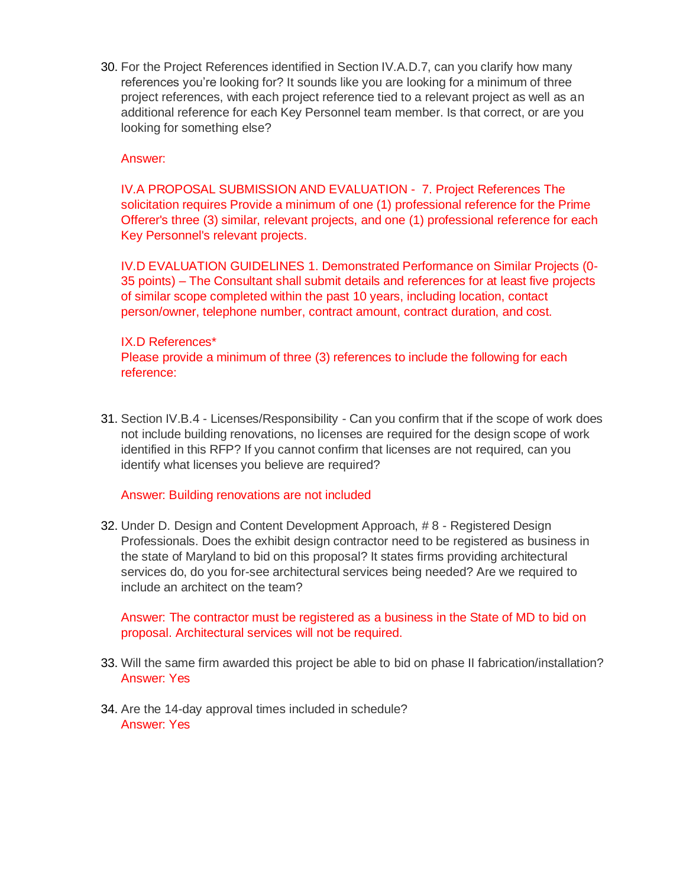30. For the Project References identified in Section IV.A.D.7, can you clarify how many references you're looking for? It sounds like you are looking for a minimum of three project references, with each project reference tied to a relevant project as well as an additional reference for each Key Personnel team member. Is that correct, or are you looking for something else?

    Answer:

    IV.A PROPOSAL SUBMISSION AND EVALUATION - 7. Project References The solicitation requires Provide a minimum of one (1) professional reference for the Prime Offerer's three (3) similar, relevant projects, and one (1) professional reference for each Key Personnel's relevant projects.

    IV.D EVALUATION GUIDELINES 1. Demonstrated Performance on Similar Projects (0-35 points) – The Consultant shall submit details and references for at least five projects of similar scope completed within the past 10 years, including location, contact person/owner, telephone number, contract amount, contract duration, and cost.

    IX.D References*
    Please provide a minimum of three (3) references to include the following for each reference:

31. Section IV.B.4 - Licenses/Responsibility - Can you confirm that if the scope of work does not include building renovations, no licenses are required for the design scope of work identified in this RFP? If you cannot confirm that licenses are not required, can you identify what licenses you believe are required?

    Answer: Building renovations are not included

32. Under D. Design and Content Development Approach, # 8 - Registered Design Professionals. Does the exhibit design contractor need to be registered as business in the state of Maryland to bid on this proposal? It states firms providing architectural services do, do you for-see architectural services being needed? Are we required to include an architect on the team?

    Answer: The contractor must be registered as a business in the State of MD to bid on proposal. Architectural services will not be required.

33. Will the same firm awarded this project be able to bid on phase II fabrication/installation?
    Answer: Yes

34. Are the 14-day approval times included in schedule?
    Answer: Yes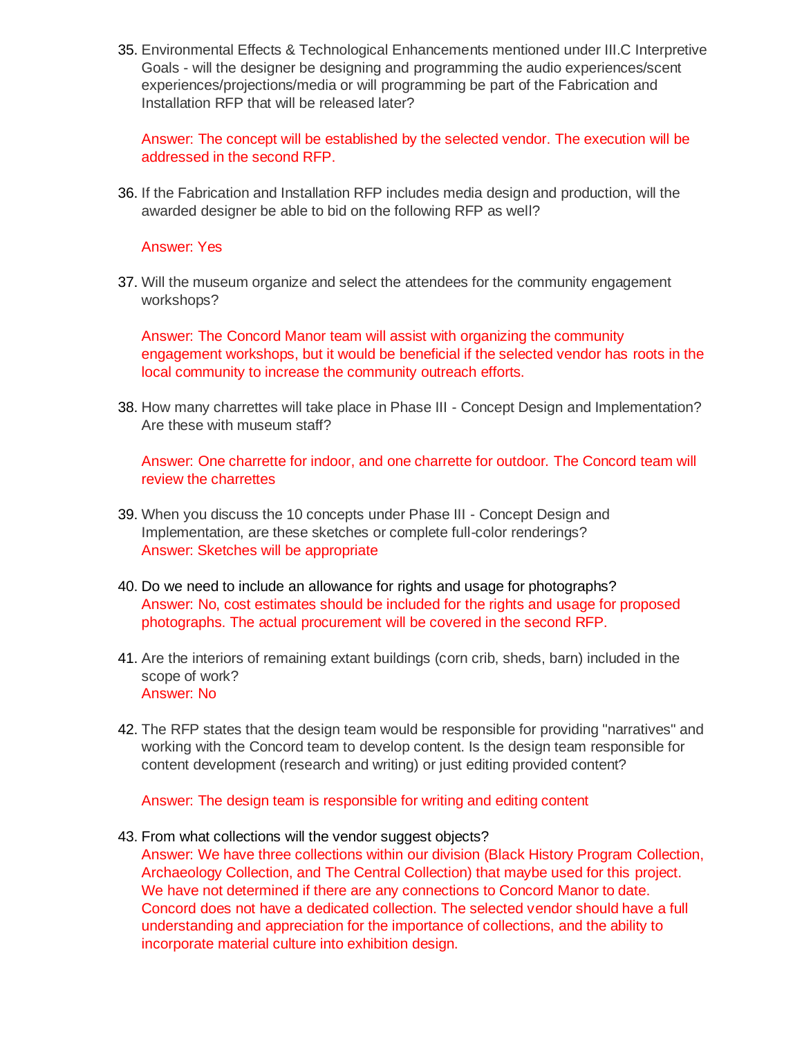35. Environmental Effects & Technological Enhancements mentioned under III.C Interpretive Goals - will the designer be designing and programming the audio experiences/scent experiences/projections/media or will programming be part of the Fabrication and Installation RFP that will be released later?

    Answer: The concept will be established by the selected vendor. The execution will be addressed in the second RFP.

36. If the Fabrication and Installation RFP includes media design and production, will the awarded designer be able to bid on the following RFP as well?

    Answer: Yes

37. Will the museum organize and select the attendees for the community engagement workshops?

    Answer: The Concord Manor team will assist with organizing the community engagement workshops, but it would be beneficial if the selected vendor has roots in the local community to increase the community outreach efforts.

38. How many charrettes will take place in Phase III - Concept Design and Implementation? Are these with museum staff?

    Answer: One charrette for indoor, and one charrette for outdoor. The Concord team will review the charrettes

39. When you discuss the 10 concepts under Phase III - Concept Design and Implementation, are these sketches or complete full-color renderings?
    Answer: Sketches will be appropriate

40. Do we need to include an allowance for rights and usage for photographs?
    Answer: No, cost estimates should be included for the rights and usage for proposed photographs. The actual procurement will be covered in the second RFP.

41. Are the interiors of remaining extant buildings (corn crib, sheds, barn) included in the scope of work?
    Answer: No

42. The RFP states that the design team would be responsible for providing "narratives" and working with the Concord team to develop content. Is the design team responsible for content development (research and writing) or just editing provided content?

    Answer: The design team is responsible for writing and editing content

43. From what collections will the vendor suggest objects?
    Answer: We have three collections within our division (Black History Program Collection, Archaeology Collection, and The Central Collection) that maybe used for this project. We have not determined if there are any connections to Concord Manor to date. Concord does not have a dedicated collection. The selected vendor should have a full understanding and appreciation for the importance of collections, and the ability to incorporate material culture into exhibition design.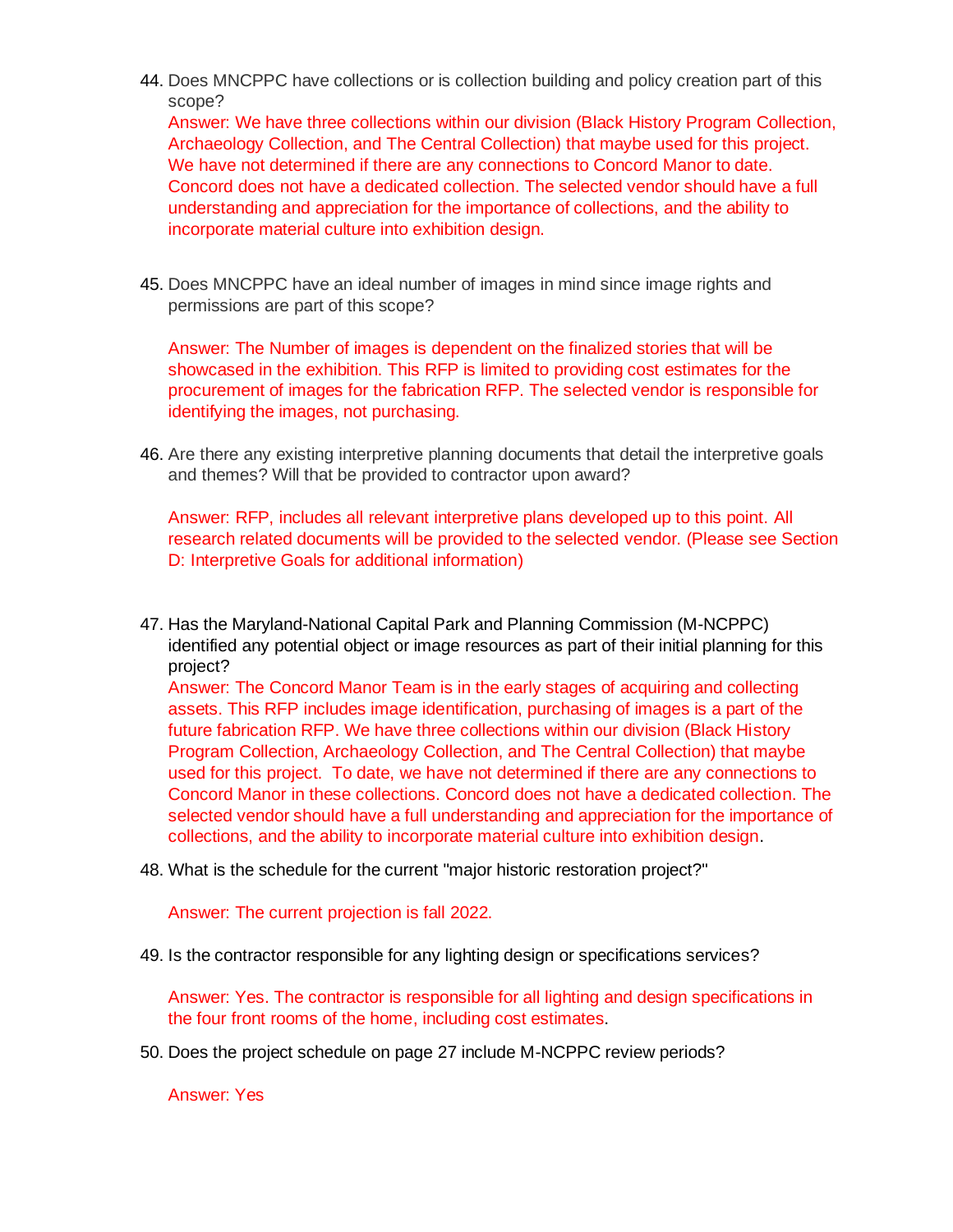44. Does MNCPPC have collections or is collection building and policy creation part of this scope?
    Answer: We have three collections within our division (Black History Program Collection, Archaeology Collection, and The Central Collection) that maybe used for this project. We have not determined if there are any connections to Concord Manor to date. Concord does not have a dedicated collection. The selected vendor should have a full understanding and appreciation for the importance of collections, and the ability to incorporate material culture into exhibition design.

45. Does MNCPPC have an ideal number of images in mind since image rights and permissions are part of this scope?

    Answer: The Number of images is dependent on the finalized stories that will be showcased in the exhibition. This RFP is limited to providing cost estimates for the procurement of images for the fabrication RFP. The selected vendor is responsible for identifying the images, not purchasing.

46. Are there any existing interpretive planning documents that detail the interpretive goals and themes? Will that be provided to contractor upon award?

    Answer: RFP, includes all relevant interpretive plans developed up to this point. All research related documents will be provided to the selected vendor. (Please see Section D: Interpretive Goals for additional information)

47. Has the Maryland-National Capital Park and Planning Commission (M-NCPPC) identified any potential object or image resources as part of their initial planning for this project?
    Answer: The Concord Manor Team is in the early stages of acquiring and collecting assets. This RFP includes image identification, purchasing of images is a part of the future fabrication RFP. We have three collections within our division (Black History Program Collection, Archaeology Collection, and The Central Collection) that maybe used for this project. To date, we have not determined if there are any connections to Concord Manor in these collections. Concord does not have a dedicated collection. The selected vendor should have a full understanding and appreciation for the importance of collections, and the ability to incorporate material culture into exhibition design.

48. What is the schedule for the current "major historic restoration project?"

    Answer: The current projection is fall 2022.

49. Is the contractor responsible for any lighting design or specifications services?

    Answer: Yes. The contractor is responsible for all lighting and design specifications in the four front rooms of the home, including cost estimates.

50. Does the project schedule on page 27 include M-NCPPC review periods?

    Answer: Yes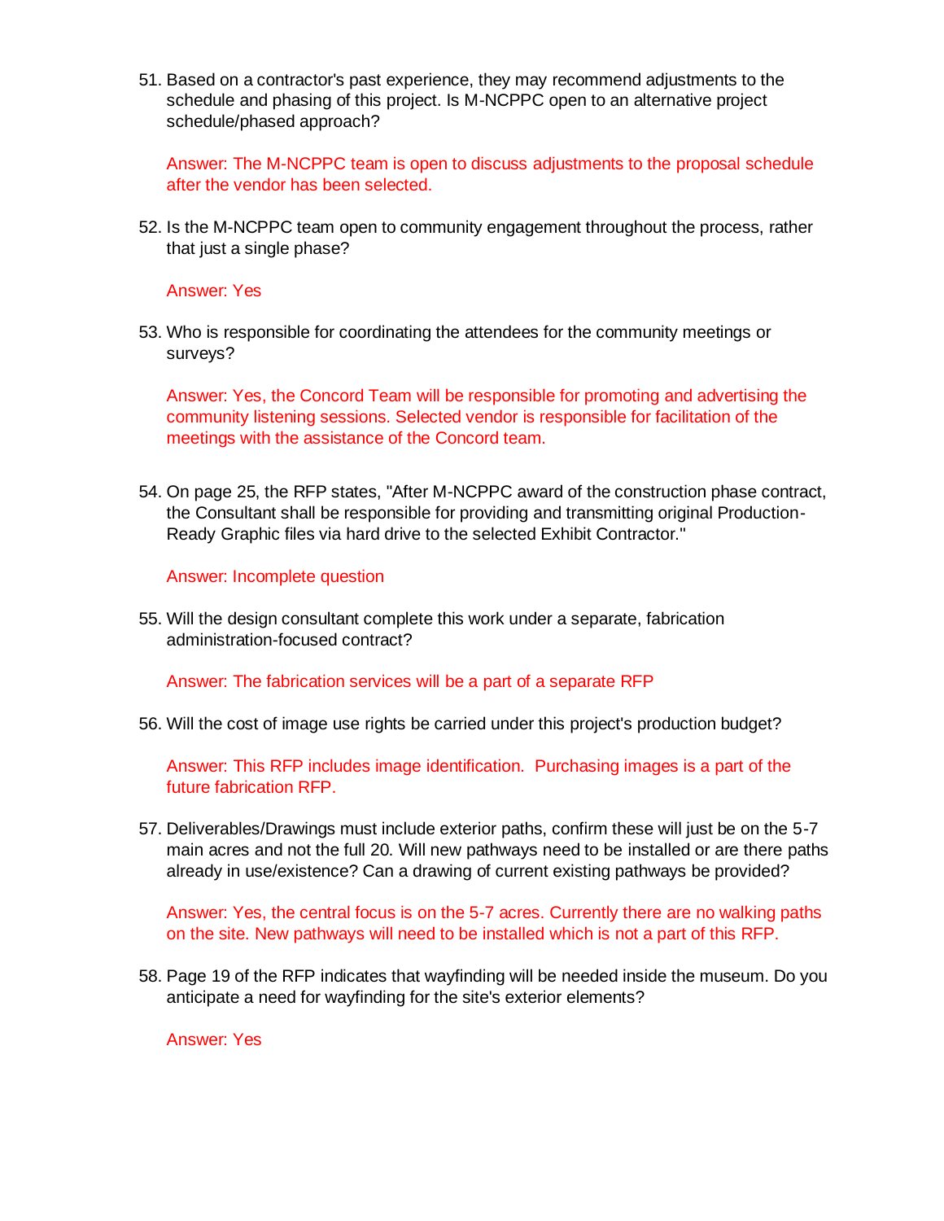51. Based on a contractor's past experience, they may recommend adjustments to the schedule and phasing of this project. Is M-NCPPC open to an alternative project schedule/phased approach?

    Answer: The M-NCPPC team is open to discuss adjustments to the proposal schedule after the vendor has been selected.

52. Is the M-NCPPC team open to community engagement throughout the process, rather that just a single phase?

    Answer: Yes

53. Who is responsible for coordinating the attendees for the community meetings or surveys?

    Answer: Yes, the Concord Team will be responsible for promoting and advertising the community listening sessions. Selected vendor is responsible for facilitation of the meetings with the assistance of the Concord team.

54. On page 25, the RFP states, "After M-NCPPC award of the construction phase contract, the Consultant shall be responsible for providing and transmitting original Production-Ready Graphic files via hard drive to the selected Exhibit Contractor."

    Answer: Incomplete question

55. Will the design consultant complete this work under a separate, fabrication administration-focused contract?

    Answer: The fabrication services will be a part of a separate RFP

56. Will the cost of image use rights be carried under this project's production budget?

    Answer: This RFP includes image identification. Purchasing images is a part of the future fabrication RFP.

57. Deliverables/Drawings must include exterior paths, confirm these will just be on the 5-7 main acres and not the full 20. Will new pathways need to be installed or are there paths already in use/existence? Can a drawing of current existing pathways be provided?

    Answer: Yes, the central focus is on the 5-7 acres. Currently there are no walking paths on the site. New pathways will need to be installed which is not a part of this RFP.

58. Page 19 of the RFP indicates that wayfinding will be needed inside the museum. Do you anticipate a need for wayfinding for the site's exterior elements?

    Answer: Yes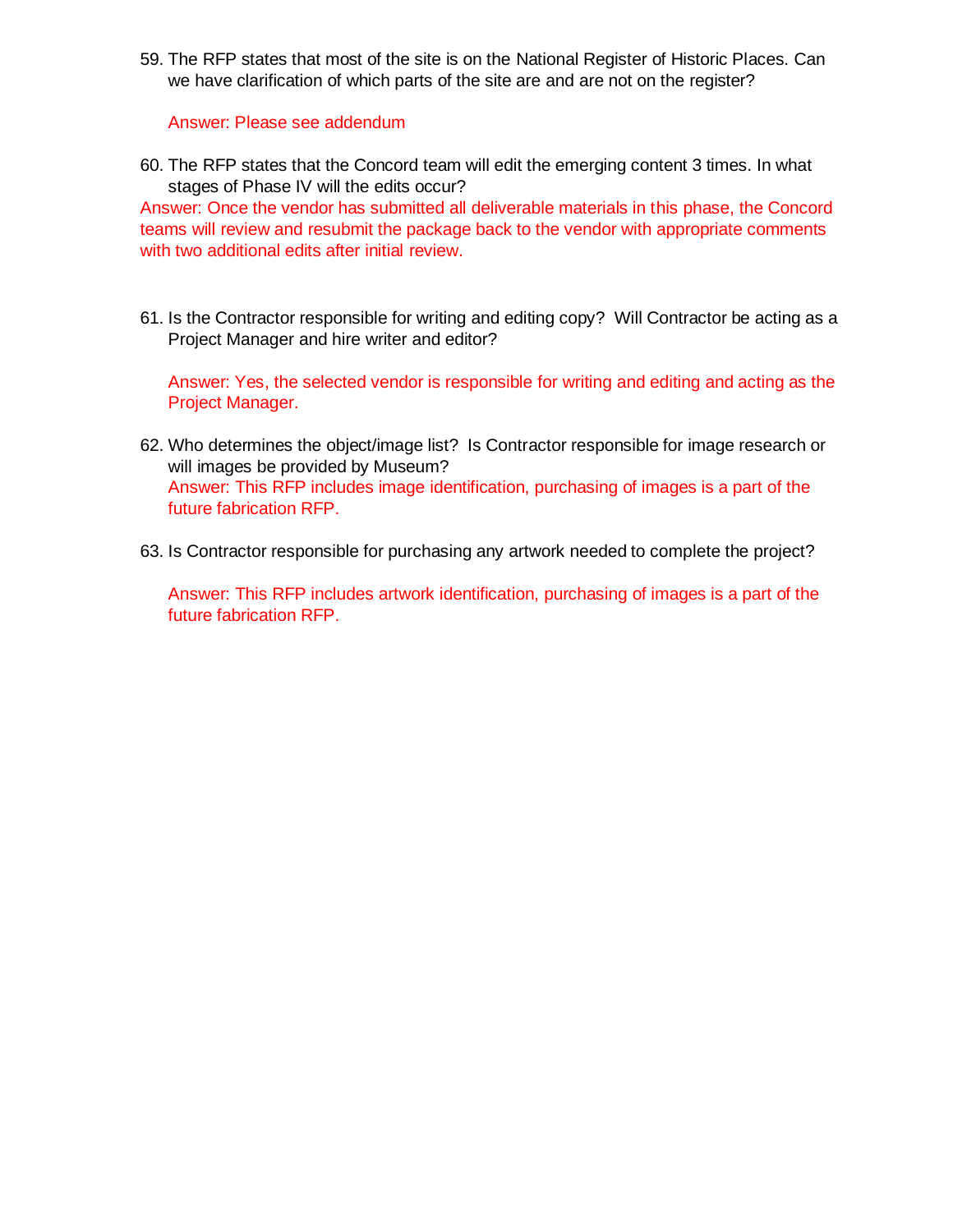59. The RFP states that most of the site is on the National Register of Historic Places. Can we have clarification of which parts of the site are and are not on the register?

    Answer: Please see addendum

60. The RFP states that the Concord team will edit the emerging content 3 times. In what stages of Phase IV will the edits occur?

Answer: Once the vendor has submitted all deliverable materials in this phase, the Concord teams will review and resubmit the package back to the vendor with appropriate comments with two additional edits after initial review.

61. Is the Contractor responsible for writing and editing copy? Will Contractor be acting as a Project Manager and hire writer and editor?

    Answer: Yes, the selected vendor is responsible for writing and editing and acting as the Project Manager.

62. Who determines the object/image list? Is Contractor responsible for image research or will images be provided by Museum?
    Answer: This RFP includes image identification, purchasing of images is a part of the future fabrication RFP.

63. Is Contractor responsible for purchasing any artwork needed to complete the project?

    Answer: This RFP includes artwork identification, purchasing of images is a part of the future fabrication RFP.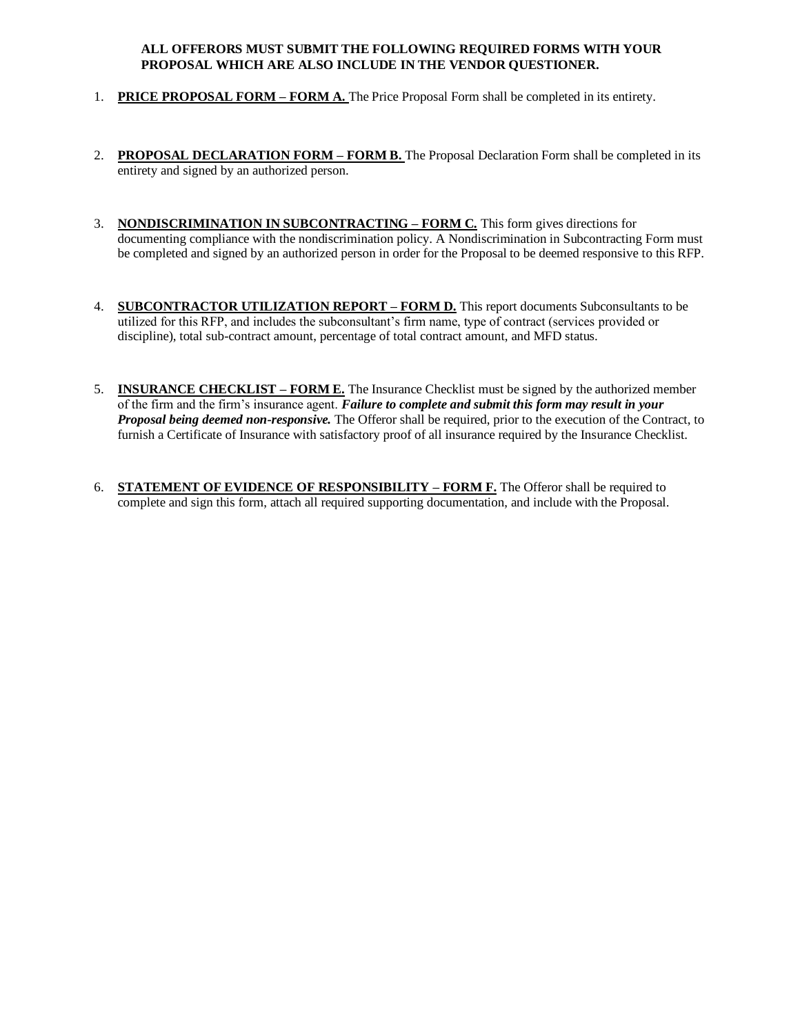**ALL OFFERORS MUST SUBMIT THE FOLLOWING REQUIRED FORMS WITH YOUR PROPOSAL WHICH ARE ALSO INCLUDE IN THE VENDOR QUESTIONER.**

1. **PRICE PROPOSAL FORM – FORM A.** The Price Proposal Form shall be completed in its entirety.

2. **PROPOSAL DECLARATION FORM – FORM B.** The Proposal Declaration Form shall be completed in its entirety and signed by an authorized person.

3. **NONDISCRIMINATION IN SUBCONTRACTING – FORM C.** This form gives directions for documenting compliance with the nondiscrimination policy. A Nondiscrimination in Subcontracting Form must be completed and signed by an authorized person in order for the Proposal to be deemed responsive to this RFP.

4. **SUBCONTRACTOR UTILIZATION REPORT – FORM D.** This report documents Subconsultants to be utilized for this RFP, and includes the subconsultant's firm name, type of contract (services provided or discipline), total sub-contract amount, percentage of total contract amount, and MFD status.

5. **INSURANCE CHECKLIST – FORM E.** The Insurance Checklist must be signed by the authorized member of the firm and the firm's insurance agent. ***Failure to complete and submit this form may result in your Proposal being deemed non-responsive.*** The Offeror shall be required, prior to the execution of the Contract, to furnish a Certificate of Insurance with satisfactory proof of all insurance required by the Insurance Checklist.

6. **STATEMENT OF EVIDENCE OF RESPONSIBILITY – FORM F.** The Offeror shall be required to complete and sign this form, attach all required supporting documentation, and include with the Proposal.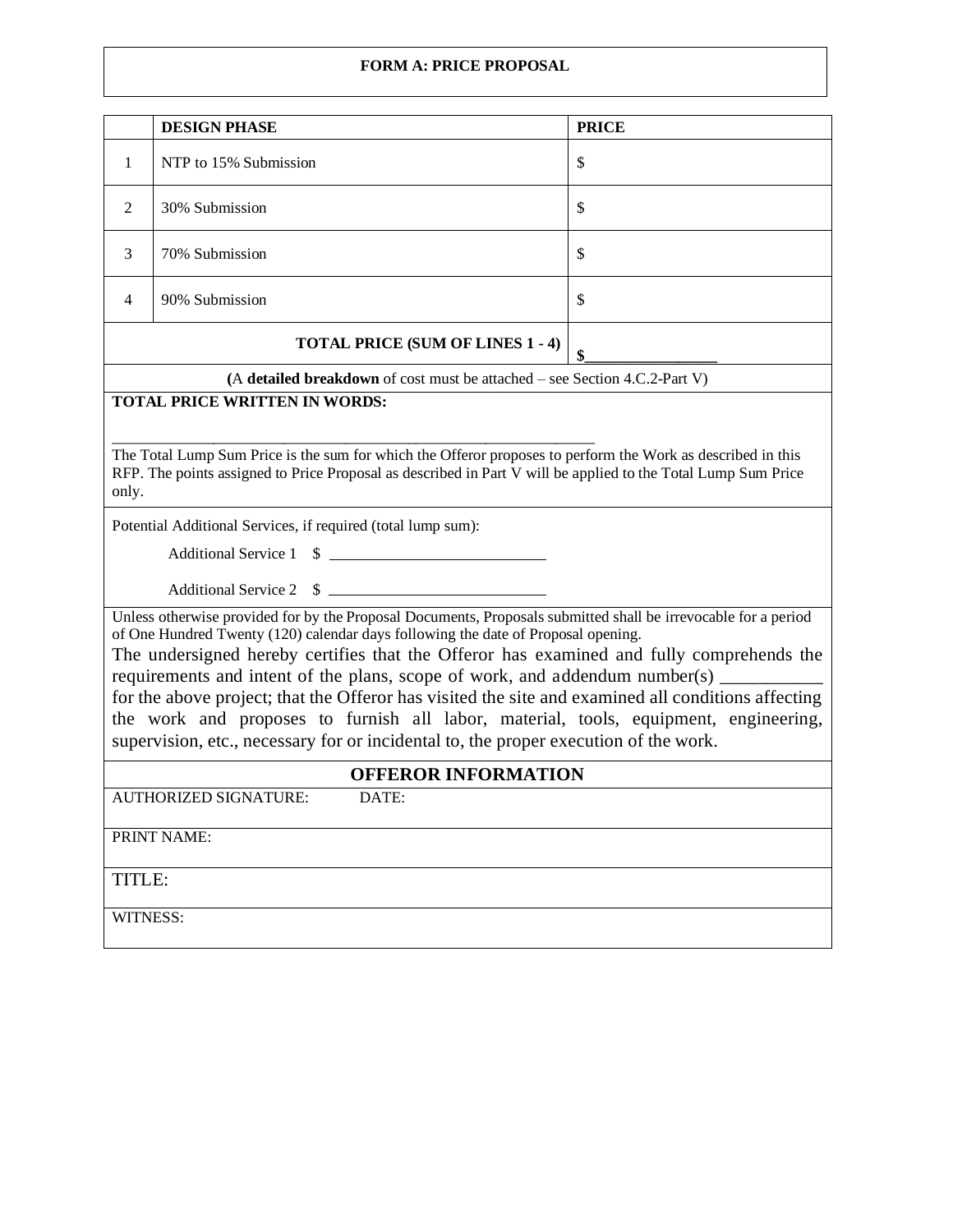# FORM A: PRICE PROPOSAL

| | DESIGN PHASE | PRICE |
|---|---|---|
| 1 | NTP to 15% Submission | $ |
| 2 | 30% Submission | $ |
| 3 | 70% Submission | $ |
| 4 | 90% Submission | $ |
| | **TOTAL PRICE (SUM OF LINES 1 - 4)** | **$________________** |

(A **detailed breakdown** of cost must be attached – see Section 4.C.2-Part V)

**TOTAL PRICE WRITTEN IN WORDS:**

_______________________________________________________________

The Total Lump Sum Price is the sum for which the Offeror proposes to perform the Work as described in this RFP. The points assigned to Price Proposal as described in Part V will be applied to the Total Lump Sum Price only.

Potential Additional Services, if required (total lump sum):

Additional Service 1 $ ___________________________

Additional Service 2 $ ___________________________

Unless otherwise provided for by the Proposal Documents, Proposals submitted shall be irrevocable for a period of One Hundred Twenty (120) calendar days following the date of Proposal opening.

The undersigned hereby certifies that the Offeror has examined and fully comprehends the requirements and intent of the plans, scope of work, and addendum number(s) ___________ for the above project; that the Offeror has visited the site and examined all conditions affecting the work and proposes to furnish all labor, material, tools, equipment, engineering, supervision, etc., necessary for or incidental to, the proper execution of the work.

## OFFEROR INFORMATION

AUTHORIZED SIGNATURE: DATE:

PRINT NAME:

TITLE:

WITNESS: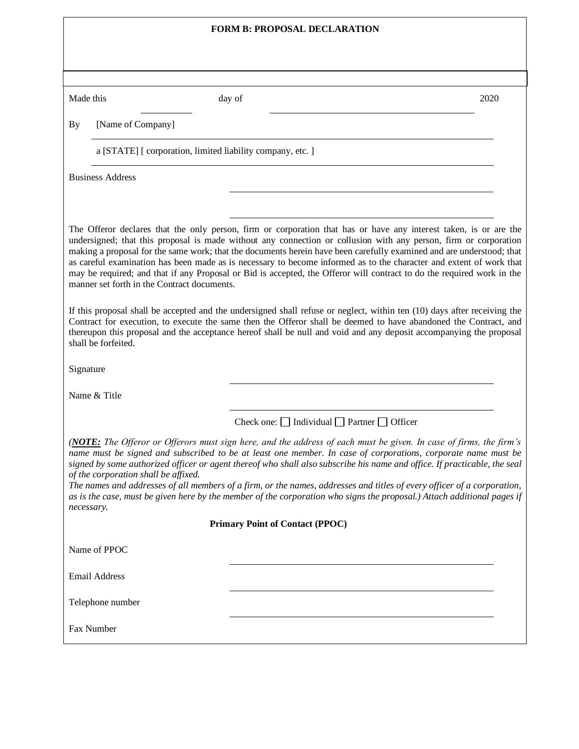**FORM B: PROPOSAL DECLARATION**

Made this \_\_\_\_\_\_\_\_\_\_ day of \_\_\_\_\_\_\_\_\_\_\_\_\_\_\_\_\_\_\_\_\_\_\_\_\_\_\_\_\_\_\_\_\_\_\_\_\_\_\_\_ 2020

By [Name of Company]

a [STATE] [ corporation, limited liability company, etc. ]

Business Address \_\_\_\_\_\_\_\_\_\_\_\_\_\_\_\_\_\_\_\_\_\_\_\_\_\_\_\_\_\_\_\_\_\_\_\_\_\_\_\_\_\_\_\_\_\_\_\_

\_\_\_\_\_\_\_\_\_\_\_\_\_\_\_\_\_\_\_\_\_\_\_\_\_\_\_\_\_\_\_\_\_\_\_\_\_\_\_\_\_\_\_\_\_\_\_\_

The Offeror declares that the only person, firm or corporation that has or have any interest taken, is or are the undersigned; that this proposal is made without any connection or collusion with any person, firm or corporation making a proposal for the same work; that the documents herein have been carefully examined and are understood; that as careful examination has been made as is necessary to become informed as to the character and extent of work that may be required; and that if any Proposal or Bid is accepted, the Offeror will contract to do the required work in the manner set forth in the Contract documents.

If this proposal shall be accepted and the undersigned shall refuse or neglect, within ten (10) days after receiving the Contract for execution, to execute the same then the Offeror shall be deemed to have abandoned the Contract, and thereupon this proposal and the acceptance hereof shall be null and void and any deposit accompanying the proposal shall be forfeited.

Signature \_\_\_\_\_\_\_\_\_\_\_\_\_\_\_\_\_\_\_\_\_\_\_\_\_\_\_\_\_\_\_\_\_\_\_\_\_\_\_\_\_\_\_\_\_\_\_\_

Name & Title \_\_\_\_\_\_\_\_\_\_\_\_\_\_\_\_\_\_\_\_\_\_\_\_\_\_\_\_\_\_\_\_\_\_\_\_\_\_\_\_\_\_\_\_\_\_\_\_

Check one: ☐ Individual ☐ Partner ☐ Officer

*(**NOTE:** The Offeror or Offerors must sign here, and the address of each must be given. In case of firms, the firm's name must be signed and subscribed to be at least one member. In case of corporations, corporate name must be signed by some authorized officer or agent thereof who shall also subscribe his name and office. If practicable, the seal of the corporation shall be affixed.*

*The names and addresses of all members of a firm, or the names, addresses and titles of every officer of a corporation, as is the case, must be given here by the member of the corporation who signs the proposal.) Attach additional pages if necessary.*

**Primary Point of Contact (PPOC)**

Name of PPOC \_\_\_\_\_\_\_\_\_\_\_\_\_\_\_\_\_\_\_\_\_\_\_\_\_\_\_\_\_\_\_\_\_\_\_\_\_\_\_\_\_\_\_\_\_\_\_\_

Email Address \_\_\_\_\_\_\_\_\_\_\_\_\_\_\_\_\_\_\_\_\_\_\_\_\_\_\_\_\_\_\_\_\_\_\_\_\_\_\_\_\_\_\_\_\_\_\_\_

Telephone number \_\_\_\_\_\_\_\_\_\_\_\_\_\_\_\_\_\_\_\_\_\_\_\_\_\_\_\_\_\_\_\_\_\_\_\_\_\_\_\_\_\_\_\_\_\_\_\_

Fax Number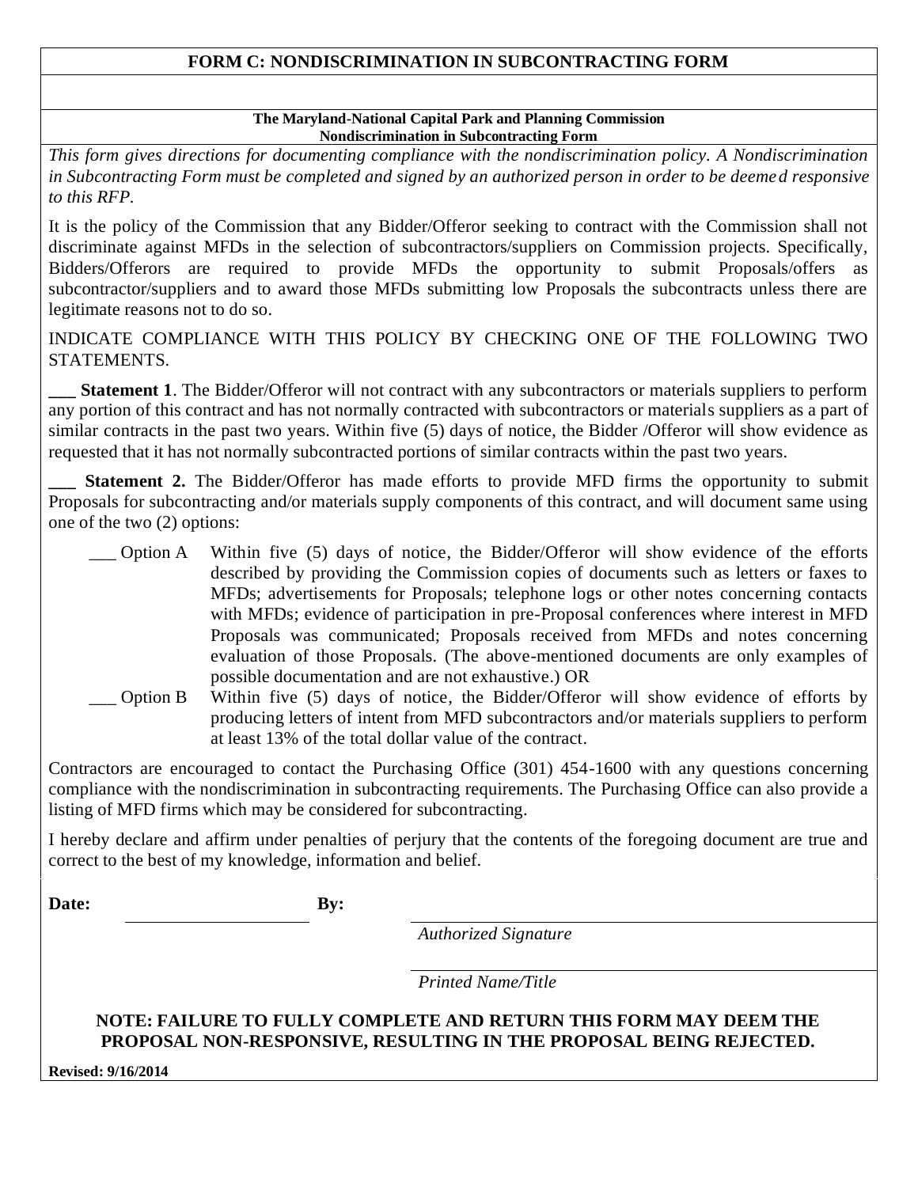## FORM C: NONDISCRIMINATION IN SUBCONTRACTING FORM

**The Maryland-National Capital Park and Planning Commission**
**Nondiscrimination in Subcontracting Form**

*This form gives directions for documenting compliance with the nondiscrimination policy. A Nondiscrimination in Subcontracting Form must be completed and signed by an authorized person in order to be deemed responsive to this RFP.*

It is the policy of the Commission that any Bidder/Offeror seeking to contract with the Commission shall not discriminate against MFDs in the selection of subcontractors/suppliers on Commission projects. Specifically, Bidders/Offerors are required to provide MFDs the opportunity to submit Proposals/offers as subcontractor/suppliers and to award those MFDs submitting low Proposals the subcontracts unless there are legitimate reasons not to do so.

INDICATE COMPLIANCE WITH THIS POLICY BY CHECKING ONE OF THE FOLLOWING TWO STATEMENTS.

**___ Statement 1**. The Bidder/Offeror will not contract with any subcontractors or materials suppliers to perform any portion of this contract and has not normally contracted with subcontractors or materials suppliers as a part of similar contracts in the past two years. Within five (5) days of notice, the Bidder /Offeror will show evidence as requested that it has not normally subcontracted portions of similar contracts within the past two years.

**___ Statement 2.** The Bidder/Offeror has made efforts to provide MFD firms the opportunity to submit Proposals for subcontracting and/or materials supply components of this contract, and will document same using one of the two (2) options:

___ Option A Within five (5) days of notice, the Bidder/Offeror will show evidence of the efforts described by providing the Commission copies of documents such as letters or faxes to MFDs; advertisements for Proposals; telephone logs or other notes concerning contacts with MFDs; evidence of participation in pre-Proposal conferences where interest in MFD Proposals was communicated; Proposals received from MFDs and notes concerning evaluation of those Proposals. (The above-mentioned documents are only examples of possible documentation and are not exhaustive.) OR

___ Option B Within five (5) days of notice, the Bidder/Offeror will show evidence of efforts by producing letters of intent from MFD subcontractors and/or materials suppliers to perform at least 13% of the total dollar value of the contract.

Contractors are encouraged to contact the Purchasing Office (301) 454-1600 with any questions concerning compliance with the nondiscrimination in subcontracting requirements. The Purchasing Office can also provide a listing of MFD firms which may be considered for subcontracting.

I hereby declare and affirm under penalties of perjury that the contents of the foregoing document are true and correct to the best of my knowledge, information and belief.

**Date:** ____________________ **By:** ________________________________

*Authorized Signature*

________________________________

*Printed Name/Title*

**NOTE: FAILURE TO FULLY COMPLETE AND RETURN THIS FORM MAY DEEM THE PROPOSAL NON-RESPONSIVE, RESULTING IN THE PROPOSAL BEING REJECTED.**

**Revised: 9/16/2014**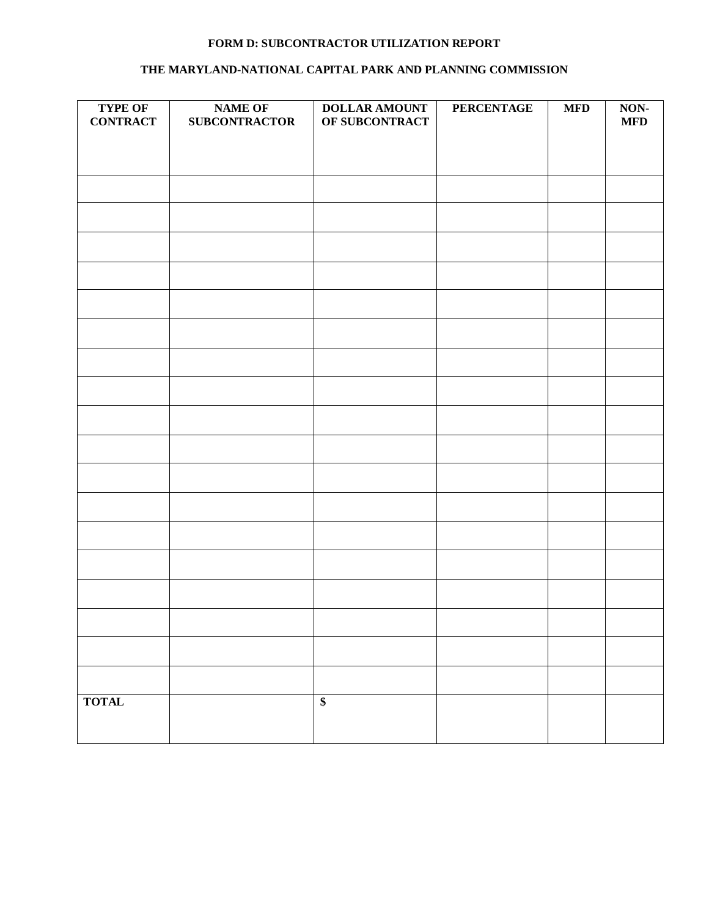**FORM D: SUBCONTRACTOR UTILIZATION REPORT**

**THE MARYLAND-NATIONAL CAPITAL PARK AND PLANNING COMMISSION**

| TYPE OF CONTRACT | NAME OF SUBCONTRACTOR | DOLLAR AMOUNT OF SUBCONTRACT | PERCENTAGE | MFD | NON-MFD |
|---|---|---|---|---|---|
| | | | | | |
| | | | | | |
| | | | | | |
| | | | | | |
| | | | | | |
| | | | | | |
| | | | | | |
| | | | | | |
| | | | | | |
| | | | | | |
| | | | | | |
| | | | | | |
| | | | | | |
| | | | | | |
| | | | | | |
| | | | | | |
| | | | | | |
| | | | | | |
| **TOTAL** | | **$** | | | |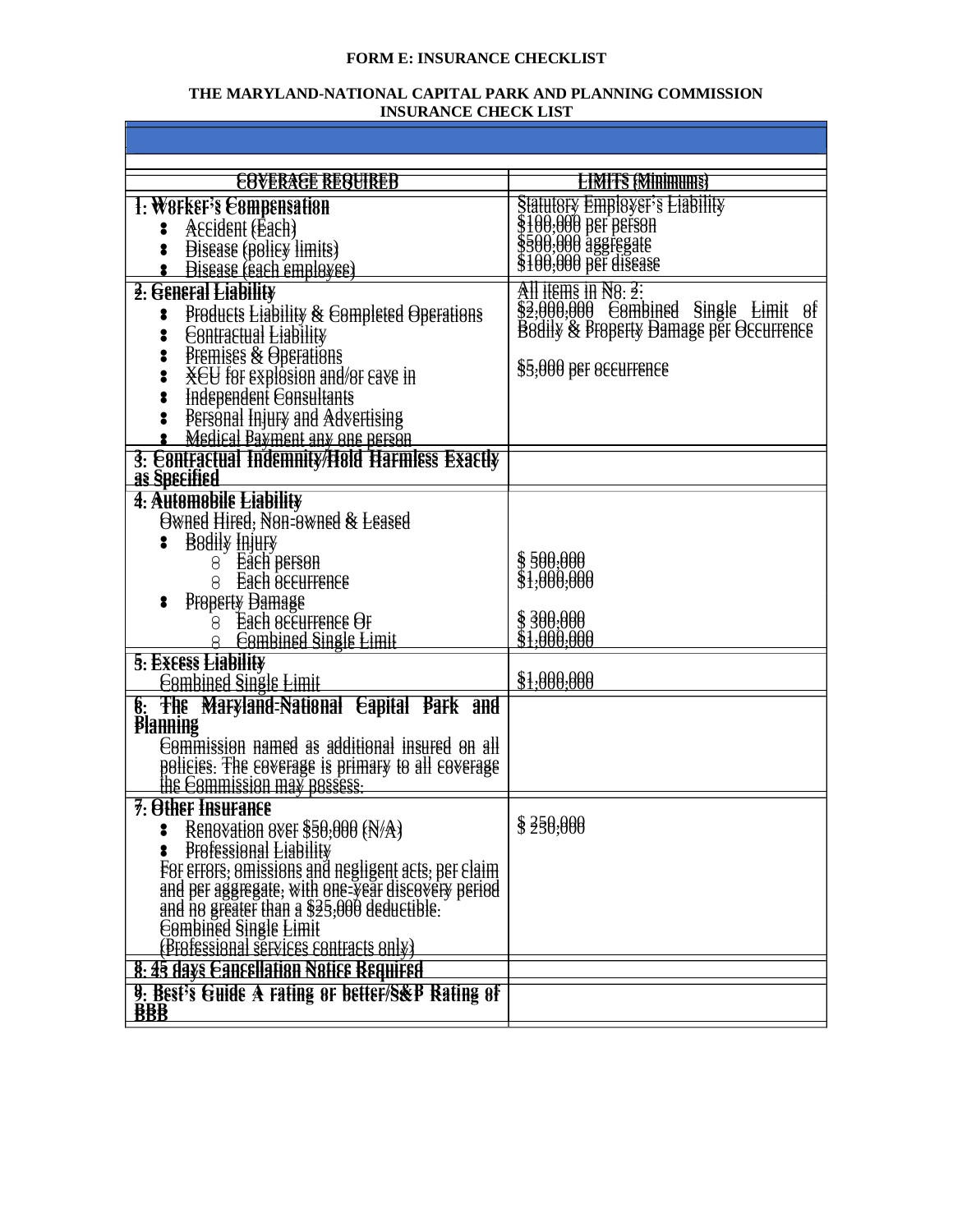**FORM E: INSURANCE CHECKLIST**

**THE MARYLAND-NATIONAL CAPITAL PARK AND PLANNING COMMISSION INSURANCE CHECK LIST**

| COVERAGE REQUIRED | LIMITS (Minimums) |
|---|---|
| **1. Worker's Compensation**<br>• Accident (Each)<br>• Disease (policy limits)<br>• Disease (each employee) | Statutory Employer's Liability<br>$100,000 per person<br>$500,000 aggregate<br>$100,000 per disease |
| **2. General Liability**<br>• Products Liability & Completed Operations<br>• Contractual Liability<br>• Premises & Operations<br>• XCU for explosion and/or cave in<br>• Independent Consultants<br>• Personal Injury and Advertising<br>• Medical Payment any one person | All items in No. 2:<br>$2,000,000 Combined Single Limit of Bodily & Property Damage per Occurrence<br><br>$5,000 per occurrence |
| **3. Contractual Indemnity/Hold Harmless Exactly as Specified** | |
| **4. Automobile Liability**<br>Owned Hired, Non-owned & Leased<br>• Bodily Injury<br>  o Each person<br>  o Each occurrence<br>• Property Damage<br>  o Each occurrence Or<br>  o Combined Single Limit | <br><br><br>$ 500,000<br>$1,000,000<br><br>$ 300,000<br>$1,000,000 |
| **5. Excess Liability**<br>Combined Single Limit | <br>$1,000,000 |
| **6. The Maryland-National Capital Park and Planning**<br>Commission named as additional insured on all policies. The coverage is primary to all coverage the Commission may possess. | |
| **7. Other Insurance**<br>• Renovation over $50,000 (N/A)<br>• Professional Liability<br>For errors, omissions and negligent acts, per claim and per aggregate, with one-year discovery period and no greater than a $25,000 deductible.<br>Combined Single Limit<br>(Professional services contracts only) | $ 250,000 |
| **8. 45 days Cancellation Notice Required** | |
| **9. Best's Guide A rating or better/S&P Rating of BBB** | |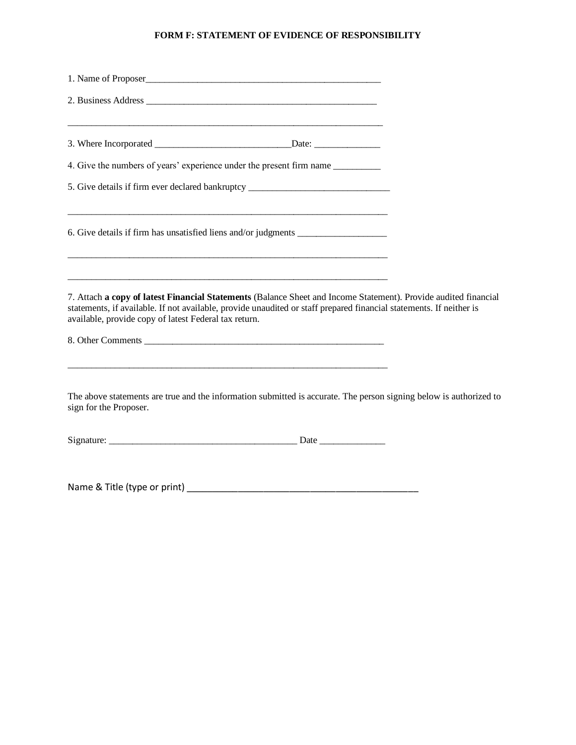# FORM F: STATEMENT OF EVIDENCE OF RESPONSIBILITY

1. Name of Proposer___________________________________________________

2. Business Address _________________________________________________

______________________________________________________________________

3. Where Incorporated _____________________________Date: ______________

4. Give the numbers of years' experience under the present firm name __________

5. Give details if firm ever declared bankruptcy ______________________________

______________________________________________________________________

6. Give details if firm has unsatisfied liens and/or judgments ___________________

______________________________________________________________________

______________________________________________________________________

7. Attach **a copy of latest Financial Statements** (Balance Sheet and Income Statement). Provide audited financial statements, if available. If not available, provide unaudited or staff prepared financial statements. If neither is available, provide copy of latest Federal tax return.

8. Other Comments ___________________________________________________

______________________________________________________________________

The above statements are true and the information submitted is accurate. The person signing below is authorized to sign for the Proposer.

Signature: ________________________________________ Date ______________

Name & Title (type or print) ______________________________________________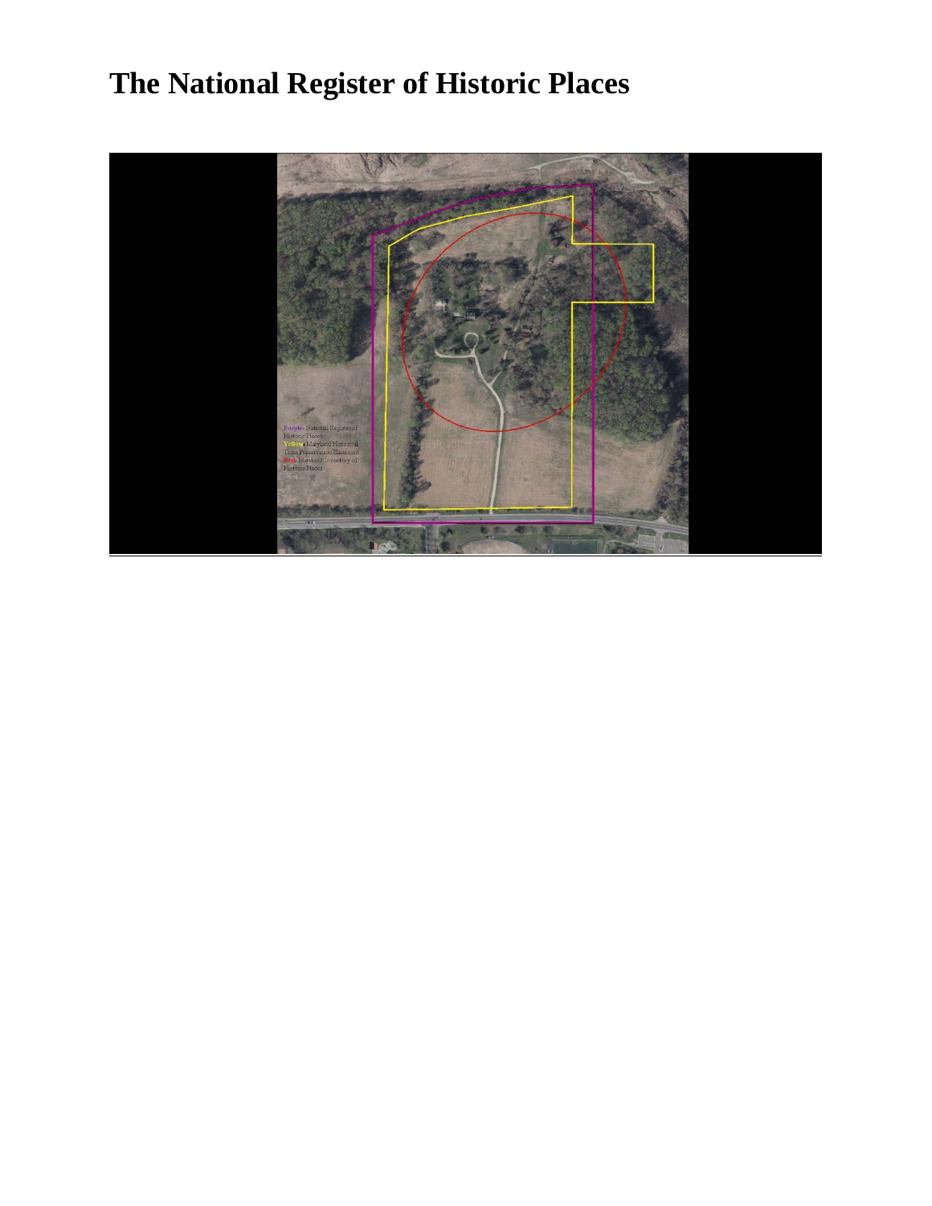# The National Register of Historic Places

Purple: National Register of Historic Places
Yellow: Maryland Historical Trust Preservation Easement
Red: Maryland Inventory of Historic Places